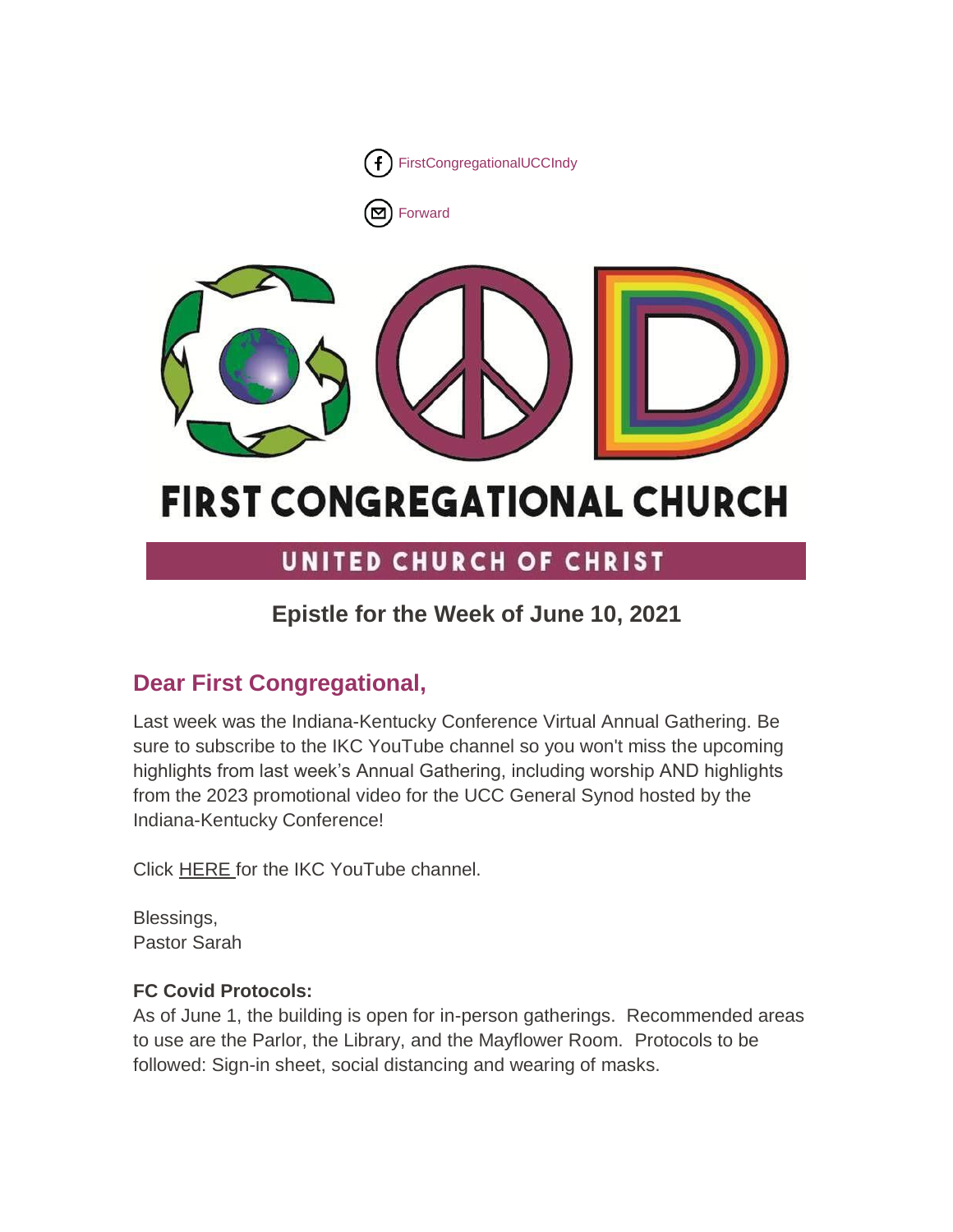FirstCongregationalUCCIndy

Forward

# FIRST CONGREGATIONAL CHURCH

UNITED CHURCH OF CHRIST

## Epistle for the Week of June 10, 2021

### Dear First Congregational,

Last week was the Indiana-Kentucky Conference Virtual Annual Gathering. Be sure to subscribe to the IKC YouTube channel so you won't miss the upcoming highlights from last week's Annual Gathering, including worship AND highlights from the 2023 promotional video for the UCC General Synod hosted by the Indiana-Kentucky Conference!

Click HERE for the IKC YouTube channel.

Blessings,
Pastor Sarah

**FC Covid Protocols:**
As of June 1, the building is open for in-person gatherings. Recommended areas to use are the Parlor, the Library, and the Mayflower Room. Protocols to be followed: Sign-in sheet, social distancing and wearing of masks.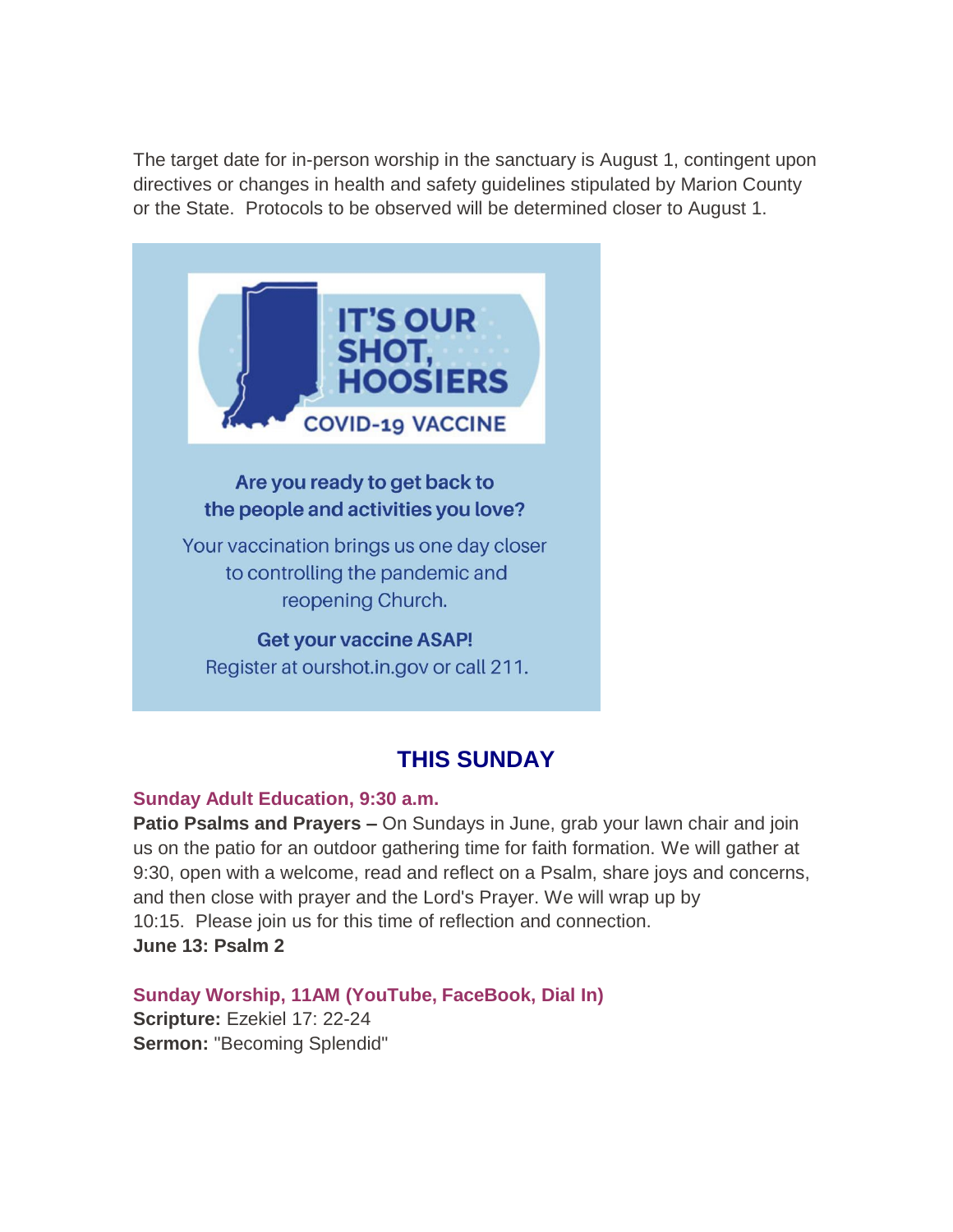The target date for in-person worship in the sanctuary is August 1, contingent upon directives or changes in health and safety guidelines stipulated by Marion County or the State.  Protocols to be observed will be determined closer to August 1.

IT'S OUR SHOT, HOOSIERS

COVID-19 VACCINE

**Are you ready to get back to the people and activities you love?**

Your vaccination brings us one day closer to controlling the pandemic and reopening Church.

**Get your vaccine ASAP!**

Register at ourshot.in.gov or call 211.

## THIS SUNDAY

**Sunday Adult Education, 9:30 a.m.**

**Patio Psalms and Prayers –** On Sundays in June, grab your lawn chair and join us on the patio for an outdoor gathering time for faith formation. We will gather at 9:30, open with a welcome, read and reflect on a Psalm, share joys and concerns, and then close with prayer and the Lord's Prayer. We will wrap up by 10:15.  Please join us for this time of reflection and connection.

**June 13: Psalm 2**

**Sunday Worship, 11AM (YouTube, FaceBook, Dial In)**

**Scripture:** Ezekiel 17: 22-24

**Sermon:** "Becoming Splendid"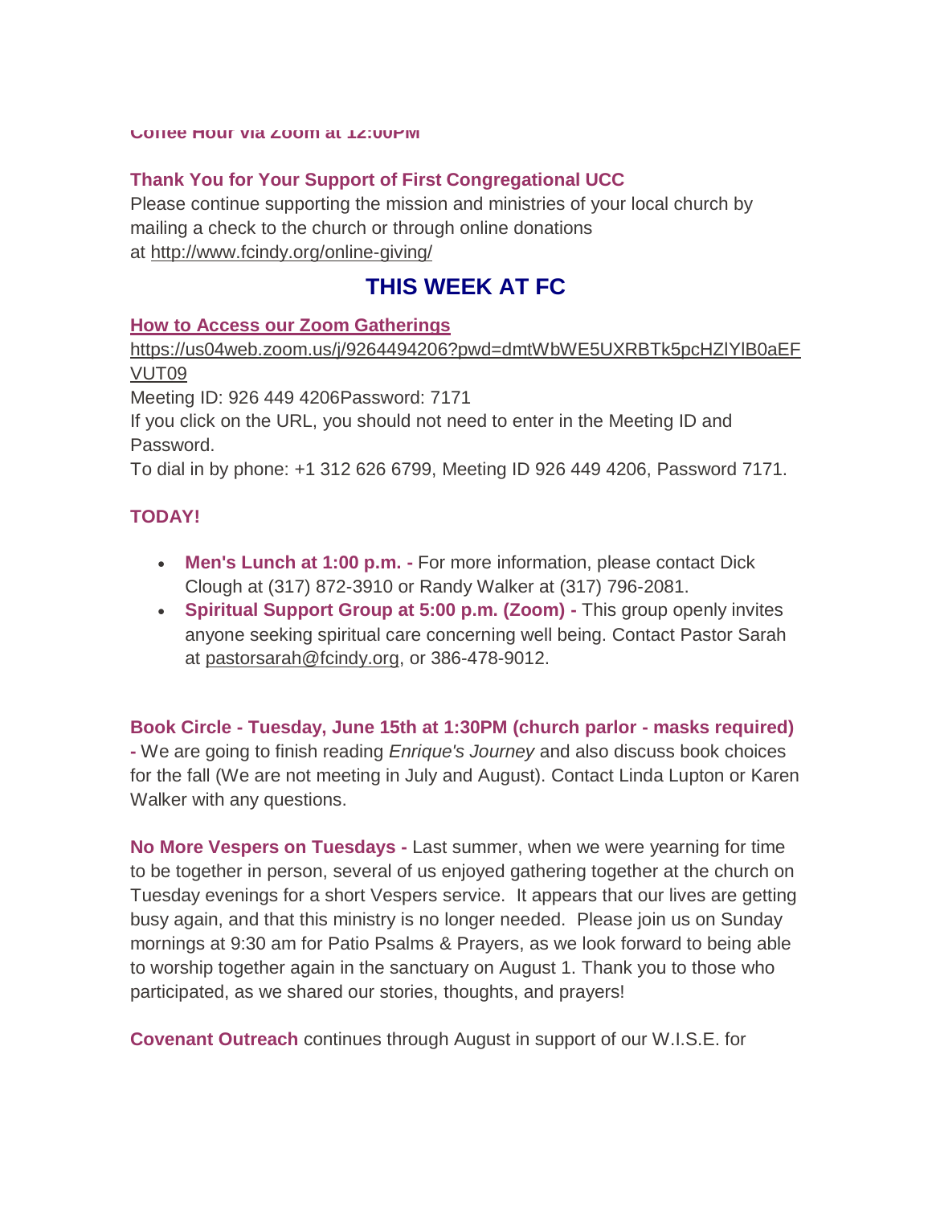**Coffee Hour via Zoom at 12:00PM**

**Thank You for Your Support of First Congregational UCC**
Please continue supporting the mission and ministries of your local church by mailing a check to the church or through online donations at http://www.fcindy.org/online-giving/

## THIS WEEK AT FC

**How to Access our Zoom Gatherings**
https://us04web.zoom.us/j/9264494206?pwd=dmtWbWE5UXRBTk5pcHZlYlB0aEFVUT09
Meeting ID: 926 449 4206Password: 7171
If you click on the URL, you should not need to enter in the Meeting ID and Password.
To dial in by phone: +1 312 626 6799, Meeting ID 926 449 4206, Password 7171.

**TODAY!**

- **Men's Lunch at 1:00 p.m. -** For more information, please contact Dick Clough at (317) 872-3910 or Randy Walker at (317) 796-2081.
- **Spiritual Support Group at 5:00 p.m. (Zoom) -** This group openly invites anyone seeking spiritual care concerning well being. Contact Pastor Sarah at pastorsarah@fcindy.org, or 386-478-9012.

**Book Circle - Tuesday, June 15th at 1:30PM (church parlor - masks required) -** We are going to finish reading *Enrique's Journey* and also discuss book choices for the fall (We are not meeting in July and August). Contact Linda Lupton or Karen Walker with any questions.

**No More Vespers on Tuesdays -** Last summer, when we were yearning for time to be together in person, several of us enjoyed gathering together at the church on Tuesday evenings for a short Vespers service. It appears that our lives are getting busy again, and that this ministry is no longer needed. Please join us on Sunday mornings at 9:30 am for Patio Psalms & Prayers, as we look forward to being able to worship together again in the sanctuary on August 1. Thank you to those who participated, as we shared our stories, thoughts, and prayers!

**Covenant Outreach** continues through August in support of our W.I.S.E. for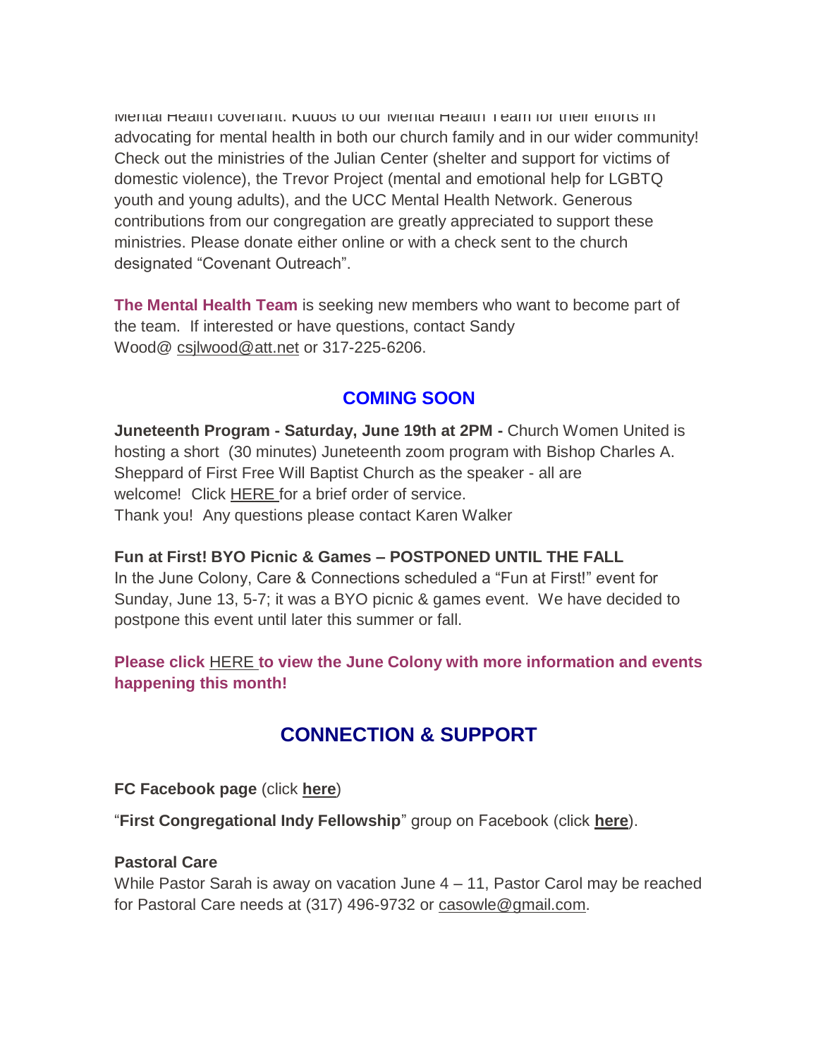Mental Health covenant. Kudos to our Mental Health Team for their efforts in advocating for mental health in both our church family and in our wider community! Check out the ministries of the Julian Center (shelter and support for victims of domestic violence), the Trevor Project (mental and emotional help for LGBTQ youth and young adults), and the UCC Mental Health Network. Generous contributions from our congregation are greatly appreciated to support these ministries. Please donate either online or with a check sent to the church designated "Covenant Outreach".

**The Mental Health Team** is seeking new members who want to become part of the team. If interested or have questions, contact Sandy Wood@ csjlwood@att.net or 317-225-6206.

## COMING SOON

**Juneteenth Program - Saturday, June 19th at 2PM -** Church Women United is hosting a short (30 minutes) Juneteenth zoom program with Bishop Charles A. Sheppard of First Free Will Baptist Church as the speaker - all are welcome! Click HERE for a brief order of service.
Thank you! Any questions please contact Karen Walker

**Fun at First! BYO Picnic & Games – POSTPONED UNTIL THE FALL**
In the June Colony, Care & Connections scheduled a "Fun at First!" event for Sunday, June 13, 5-7; it was a BYO picnic & games event. We have decided to postpone this event until later this summer or fall.

**Please click HERE to view the June Colony with more information and events happening this month!**

## CONNECTION & SUPPORT

**FC Facebook page** (click **here**)

"**First Congregational Indy Fellowship**" group on Facebook (click **here**).

**Pastoral Care**
While Pastor Sarah is away on vacation June 4 – 11, Pastor Carol may be reached for Pastoral Care needs at (317) 496-9732 or casowle@gmail.com.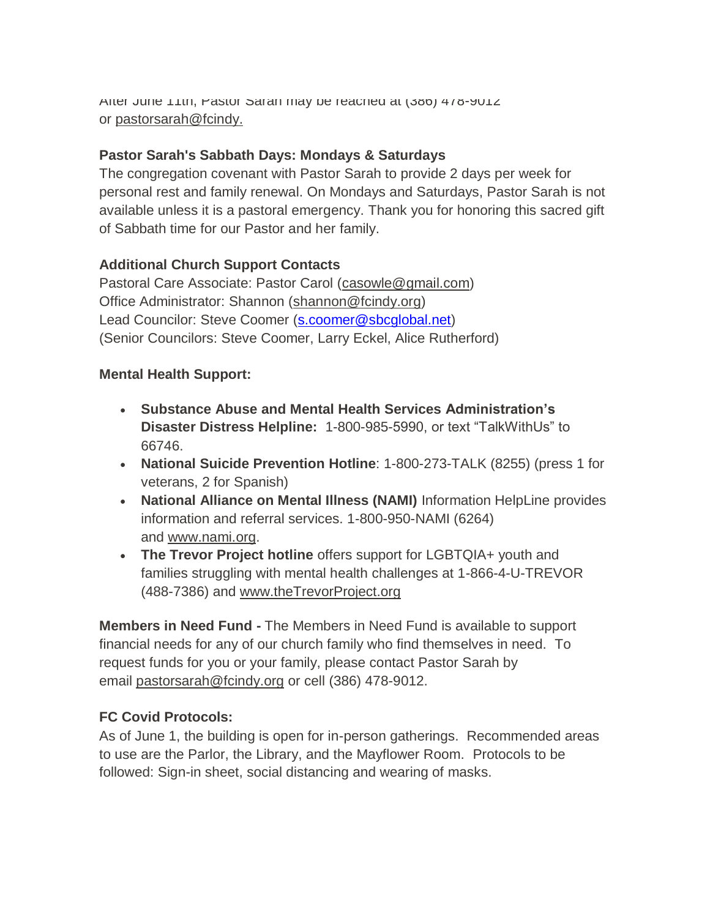After June 11th, Pastor Sarah may be reached at (386) 478-9012 or pastorsarah@fcindy.

**Pastor Sarah's Sabbath Days: Mondays & Saturdays**
The congregation covenant with Pastor Sarah to provide 2 days per week for personal rest and family renewal. On Mondays and Saturdays, Pastor Sarah is not available unless it is a pastoral emergency. Thank you for honoring this sacred gift of Sabbath time for our Pastor and her family.

**Additional Church Support Contacts**
Pastoral Care Associate: Pastor Carol (casowle@gmail.com)
Office Administrator: Shannon (shannon@fcindy.org)
Lead Councilor: Steve Coomer (s.coomer@sbcglobal.net)
(Senior Councilors: Steve Coomer, Larry Eckel, Alice Rutherford)

**Mental Health Support:**

- **Substance Abuse and Mental Health Services Administration's Disaster Distress Helpline:** 1-800-985-5990, or text "TalkWithUs" to 66746.
- **National Suicide Prevention Hotline**: 1-800-273-TALK (8255) (press 1 for veterans, 2 for Spanish)
- **National Alliance on Mental Illness (NAMI)** Information HelpLine provides information and referral services. 1-800-950-NAMI (6264) and www.nami.org.
- **The Trevor Project hotline** offers support for LGBTQIA+ youth and families struggling with mental health challenges at 1-866-4-U-TREVOR (488-7386) and www.theTrevorProject.org

**Members in Need Fund -** The Members in Need Fund is available to support financial needs for any of our church family who find themselves in need. To request funds for you or your family, please contact Pastor Sarah by email pastorsarah@fcindy.org or cell (386) 478-9012.

**FC Covid Protocols:**
As of June 1, the building is open for in-person gatherings. Recommended areas to use are the Parlor, the Library, and the Mayflower Room. Protocols to be followed: Sign-in sheet, social distancing and wearing of masks.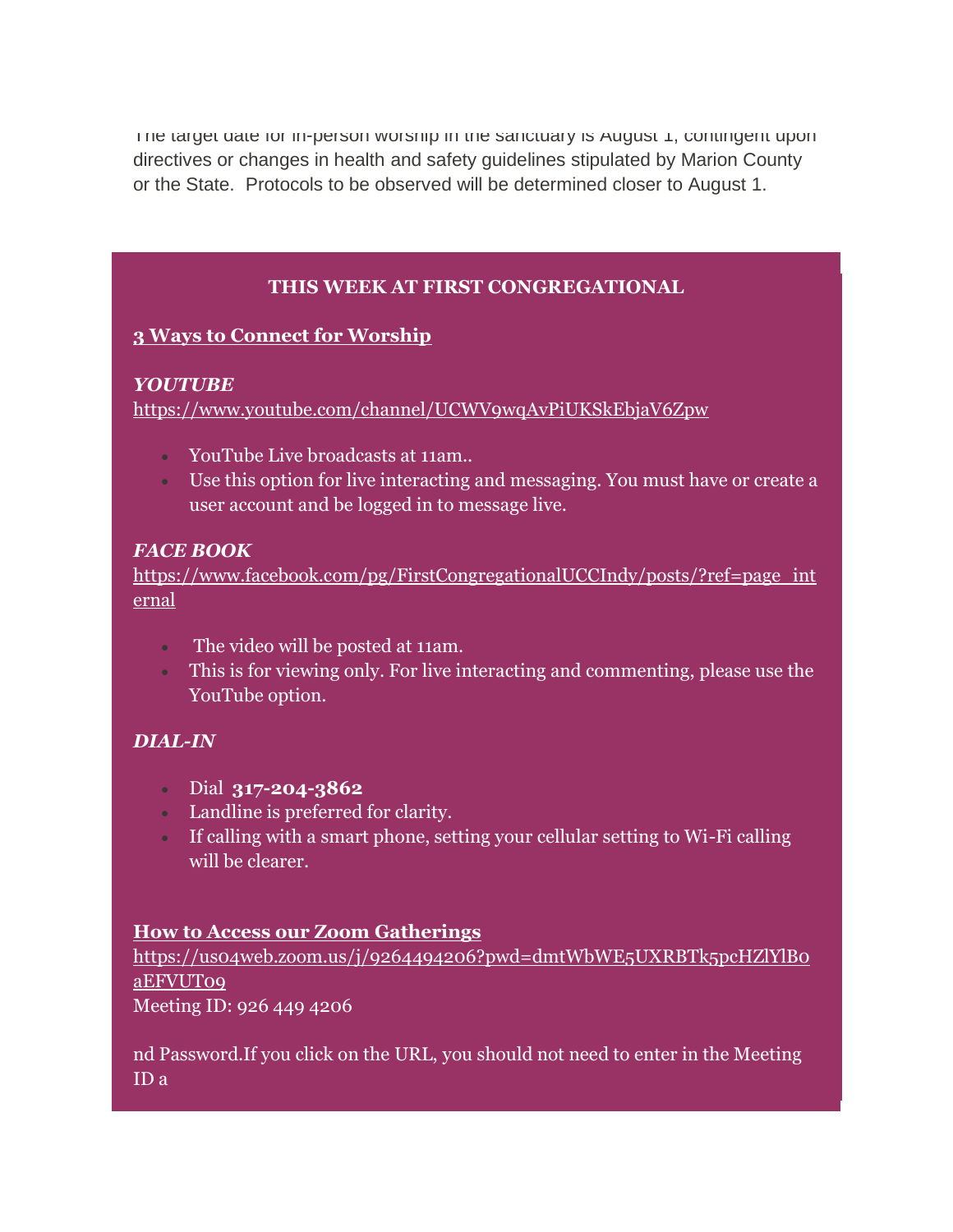The target date for in-person worship in the sanctuary is August 1, contingent upon directives or changes in health and safety guidelines stipulated by Marion County or the State.  Protocols to be observed will be determined closer to August 1.

## THIS WEEK AT FIRST CONGREGATIONAL

### 3 Ways to Connect for Worship

***YOUTUBE***
https://www.youtube.com/channel/UCWV9wqAvPiUKSkEbjaV6Zpw

- YouTube Live broadcasts at 11am..
- Use this option for live interacting and messaging. You must have or create a user account and be logged in to message live.

***FACE BOOK***
https://www.facebook.com/pg/FirstCongregationalUCCIndy/posts/?ref=page_internal

- The video will be posted at 11am.
- This is for viewing only. For live interacting and commenting, please use the YouTube option.

***DIAL-IN***

- Dial **317-204-3862**
- Landline is preferred for clarity.
- If calling with a smart phone, setting your cellular setting to Wi-Fi calling will be clearer.

### How to Access our Zoom Gatherings

https://us04web.zoom.us/j/9264494206?pwd=dmtWbWE5UXRBTk5pcHZlYlB0aEFVUT09
Meeting ID: 926 449 4206

nd Password.If you click on the URL, you should not need to enter in the Meeting ID a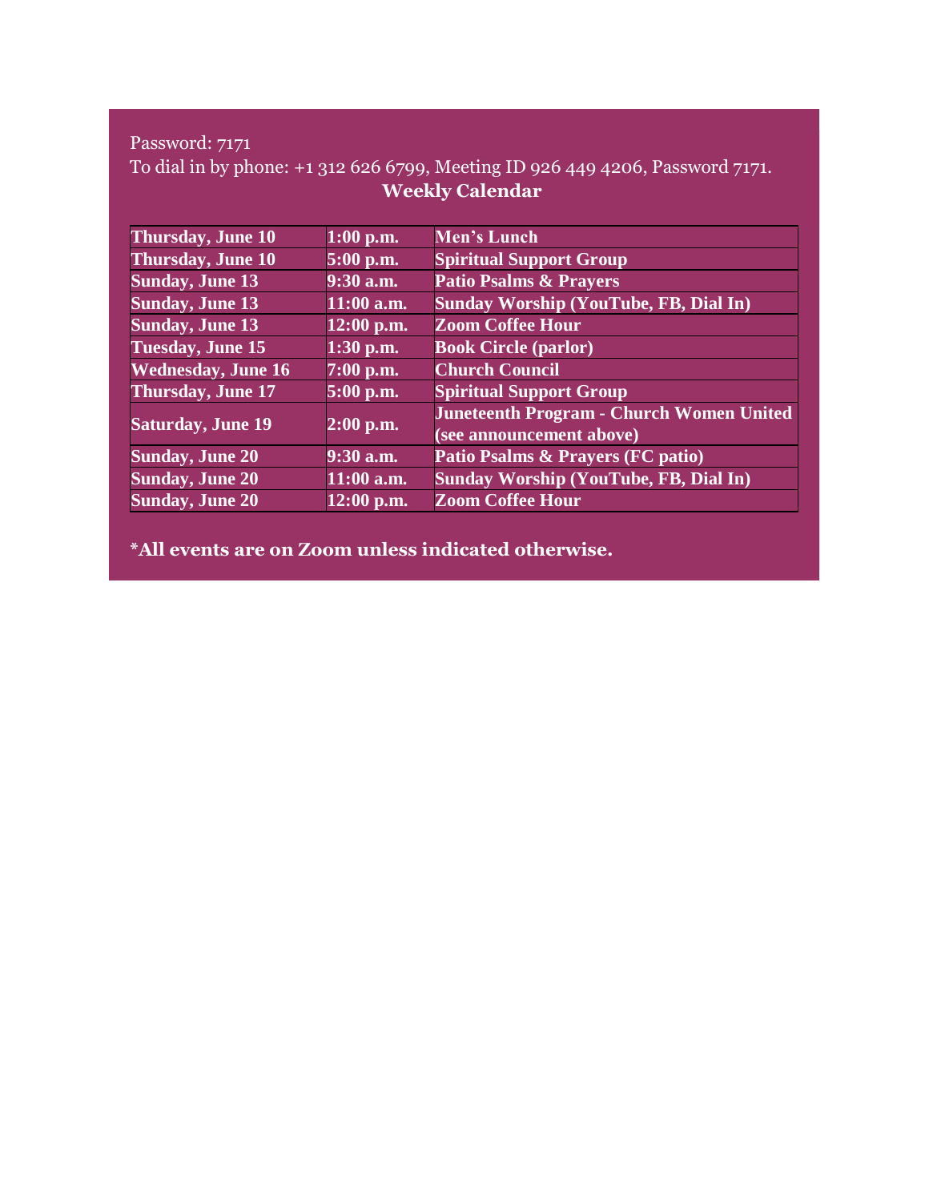Password: 7171
To dial in by phone: +1 312 626 6799, Meeting ID 926 449 4206, Password 7171.

## Weekly Calendar

| | | |
|---|---|---|
| **Thursday, June 10** | **1:00 p.m.** | **Men's Lunch** |
| **Thursday, June 10** | **5:00 p.m.** | **Spiritual Support Group** |
| **Sunday, June 13** | **9:30 a.m.** | **Patio Psalms & Prayers** |
| **Sunday, June 13** | **11:00 a.m.** | **Sunday Worship (YouTube, FB, Dial In)** |
| **Sunday, June 13** | **12:00 p.m.** | **Zoom Coffee Hour** |
| **Tuesday, June 15** | **1:30 p.m.** | **Book Circle (parlor)** |
| **Wednesday, June 16** | **7:00 p.m.** | **Church Council** |
| **Thursday, June 17** | **5:00 p.m.** | **Spiritual Support Group** |
| **Saturday, June 19** | **2:00 p.m.** | **Juneteenth Program - Church Women United (see announcement above)** |
| **Sunday, June 20** | **9:30 a.m.** | **Patio Psalms & Prayers (FC patio)** |
| **Sunday, June 20** | **11:00 a.m.** | **Sunday Worship (YouTube, FB, Dial In)** |
| **Sunday, June 20** | **12:00 p.m.** | **Zoom Coffee Hour** |

**\*All events are on Zoom unless indicated otherwise.**